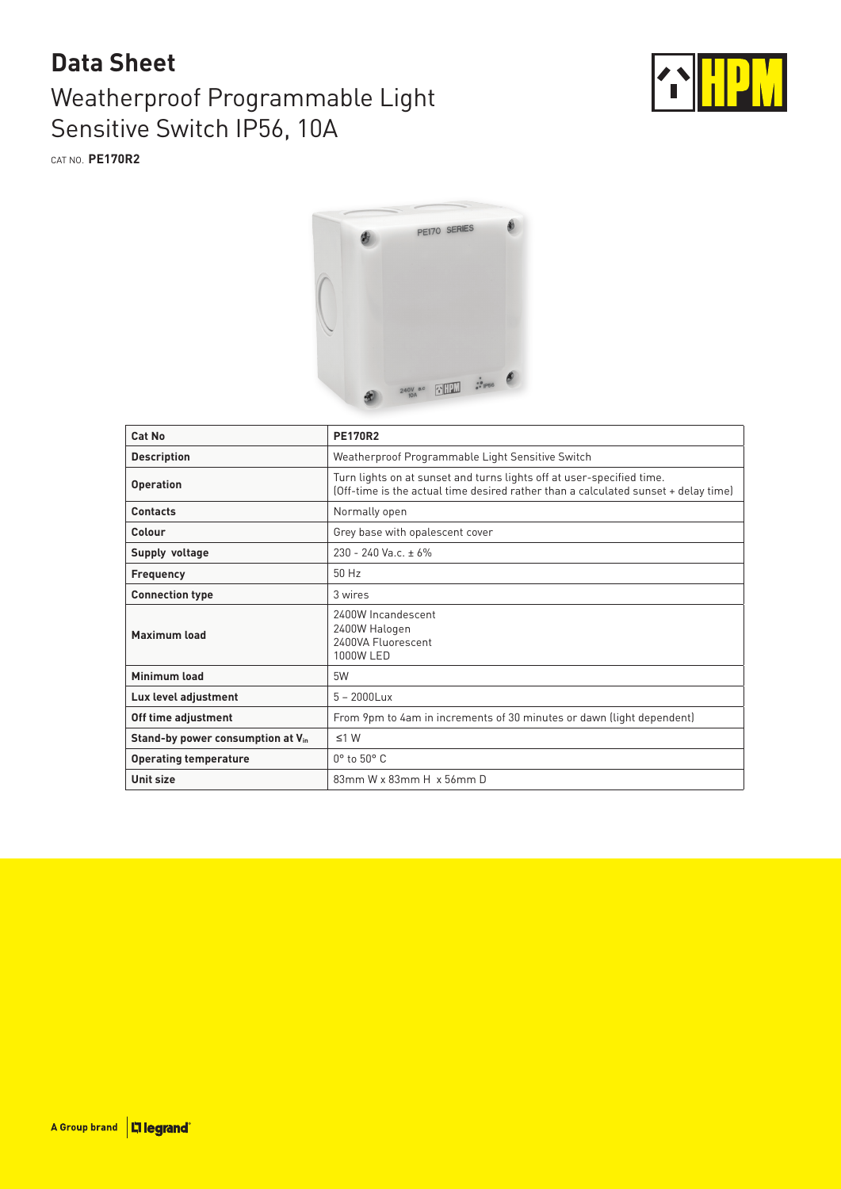# Data Sheet

## Weatherproof Programmable Light Sensitive Switch IP56, 10A

CAT NO. **PE170R2**

| Cat No | PE170R2 |
|---|---|
| **Description** | Weatherproof Programmable Light Sensitive Switch |
| **Operation** | Turn lights on at sunset and turns lights off at user-specified time. (Off-time is the actual time desired rather than a calculated sunset + delay time) |
| **Contacts** | Normally open |
| **Colour** | Grey base with opalescent cover |
| **Supply voltage** | 230 - 240 Va.c. ± 6% |
| **Frequency** | 50 Hz |
| **Connection type** | 3 wires |
| **Maximum load** | 2400W Incandescent<br>2400W Halogen<br>2400VA Fluorescent<br>1000W LED |
| **Minimum load** | 5W |
| **Lux level adjustment** | 5 – 2000Lux |
| **Off time adjustment** | From 9pm to 4am in increments of 30 minutes or dawn (light dependent) |
| **Stand-by power consumption at $V_{in}$** | ≤1 W |
| **Operating temperature** | 0° to 50° C |
| **Unit size** | 83mm W x 83mm H x 56mm D |

A Group brand | legrand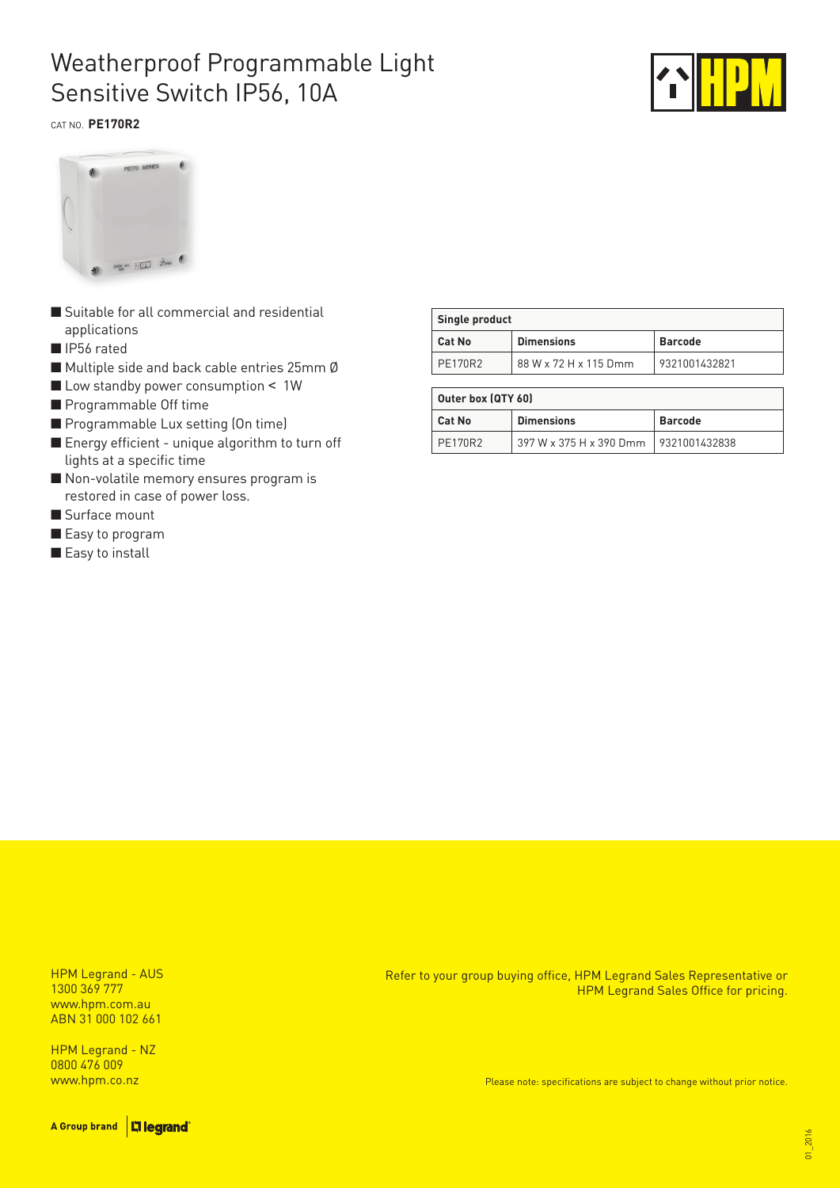# Weatherproof Programmable Light Sensitive Switch IP56, 10A

CAT NO. **PE170R2**

- Suitable for all commercial and residential applications
- IP56 rated
- Multiple side and back cable entries 25mm Ø
- Low standby power consumption < 1W
- Programmable Off time
- Programmable Lux setting (On time)
- Energy efficient - unique algorithm to turn off lights at a specific time
- Non-volatile memory ensures program is restored in case of power loss.
- Surface mount
- Easy to program
- Easy to install

| Single product | | |
|---|---|---|
| **Cat No** | **Dimensions** | **Barcode** |
| PE170R2 | 88 W x 72 H x 115 Dmm | 9321001432821 |

| Outer box (QTY 60) | | |
|---|---|---|
| **Cat No** | **Dimensions** | **Barcode** |
| PE170R2 | 397 W x 375 H x 390 Dmm | 9321001432838 |

HPM Legrand - AUS
1300 369 777
www.hpm.com.au
ABN 31 000 102 661

HPM Legrand - NZ
0800 476 009
www.hpm.co.nz

Refer to your group buying office, HPM Legrand Sales Representative or HPM Legrand Sales Office for pricing.

Please note: specifications are subject to change without prior notice.

A Group brand legrand

01_2016